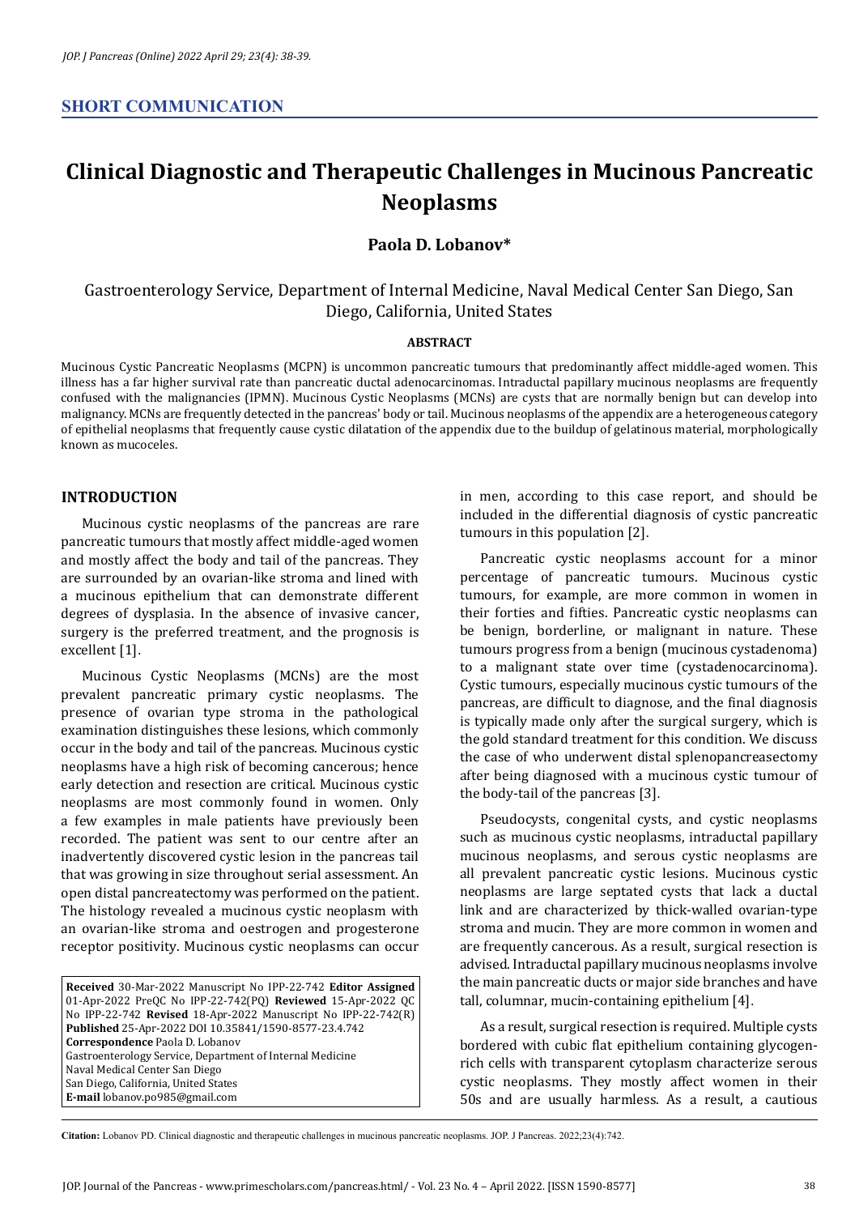## SHORT COMMUNICATION

# Clinical Diagnostic and Therapeutic Challenges in Mucinous Pancreatic Neoplasms

**Paola D. Lobanov***

Gastroenterology Service, Department of Internal Medicine, Naval Medical Center San Diego, San Diego, California, United States

### ABSTRACT

Mucinous Cystic Pancreatic Neoplasms (MCPN) is uncommon pancreatic tumours that predominantly affect middle-aged women. This illness has a far higher survival rate than pancreatic ductal adenocarcinomas. Intraductal papillary mucinous neoplasms are frequently confused with the malignancies (IPMN). Mucinous Cystic Neoplasms (MCNs) are cysts that are normally benign but can develop into malignancy. MCNs are frequently detected in the pancreas' body or tail. Mucinous neoplasms of the appendix are a heterogeneous category of epithelial neoplasms that frequently cause cystic dilatation of the appendix due to the buildup of gelatinous material, morphologically known as mucoceles.

## INTRODUCTION

Mucinous cystic neoplasms of the pancreas are rare pancreatic tumours that mostly affect middle-aged women and mostly affect the body and tail of the pancreas. They are surrounded by an ovarian-like stroma and lined with a mucinous epithelium that can demonstrate different degrees of dysplasia. In the absence of invasive cancer, surgery is the preferred treatment, and the prognosis is excellent [1].

Mucinous Cystic Neoplasms (MCNs) are the most prevalent pancreatic primary cystic neoplasms. The presence of ovarian type stroma in the pathological examination distinguishes these lesions, which commonly occur in the body and tail of the pancreas. Mucinous cystic neoplasms have a high risk of becoming cancerous; hence early detection and resection are critical. Mucinous cystic neoplasms are most commonly found in women. Only a few examples in male patients have previously been recorded. The patient was sent to our centre after an inadvertently discovered cystic lesion in the pancreas tail that was growing in size throughout serial assessment. An open distal pancreatectomy was performed on the patient. The histology revealed a mucinous cystic neoplasm with an ovarian-like stroma and oestrogen and progesterone receptor positivity. Mucinous cystic neoplasms can occur in men, according to this case report, and should be included in the differential diagnosis of cystic pancreatic tumours in this population [2].

Pancreatic cystic neoplasms account for a minor percentage of pancreatic tumours. Mucinous cystic tumours, for example, are more common in women in their forties and fifties. Pancreatic cystic neoplasms can be benign, borderline, or malignant in nature. These tumours progress from a benign (mucinous cystadenoma) to a malignant state over time (cystadenocarcinoma). Cystic tumours, especially mucinous cystic tumours of the pancreas, are difficult to diagnose, and the final diagnosis is typically made only after the surgical surgery, which is the gold standard treatment for this condition. We discuss the case of who underwent distal splenopancreasectomy after being diagnosed with a mucinous cystic tumour of the body-tail of the pancreas [3].

Pseudocysts, congenital cysts, and cystic neoplasms such as mucinous cystic neoplasms, intraductal papillary mucinous neoplasms, and serous cystic neoplasms are all prevalent pancreatic cystic lesions. Mucinous cystic neoplasms are large septated cysts that lack a ductal link and are characterized by thick-walled ovarian-type stroma and mucin. They are more common in women and are frequently cancerous. As a result, surgical resection is advised. Intraductal papillary mucinous neoplasms involve the main pancreatic ducts or major side branches and have tall, columnar, mucin-containing epithelium [4].

As a result, surgical resection is required. Multiple cysts bordered with cubic flat epithelium containing glycogen-rich cells with transparent cytoplasm characterize serous cystic neoplasms. They mostly affect women in their 50s and are usually harmless. As a result, a cautious

**Received** 30-Mar-2022 Manuscript No IPP-22-742 **Editor Assigned** 01-Apr-2022 PreQC No IPP-22-742(PQ) **Reviewed** 15-Apr-2022 QC No IPP-22-742 **Revised** 18-Apr-2022 Manuscript No IPP-22-742(R) **Published** 25-Apr-2022 DOI 10.35841/1590-8577-23.4.742
**Correspondence** Paola D. Lobanov
Gastroenterology Service, Department of Internal Medicine
Naval Medical Center San Diego
San Diego, California, United States
**E-mail** lobanov.po985@gmail.com

**Citation:** Lobanov PD. Clinical diagnostic and therapeutic challenges in mucinous pancreatic neoplasms. JOP. J Pancreas. 2022;23(4):742.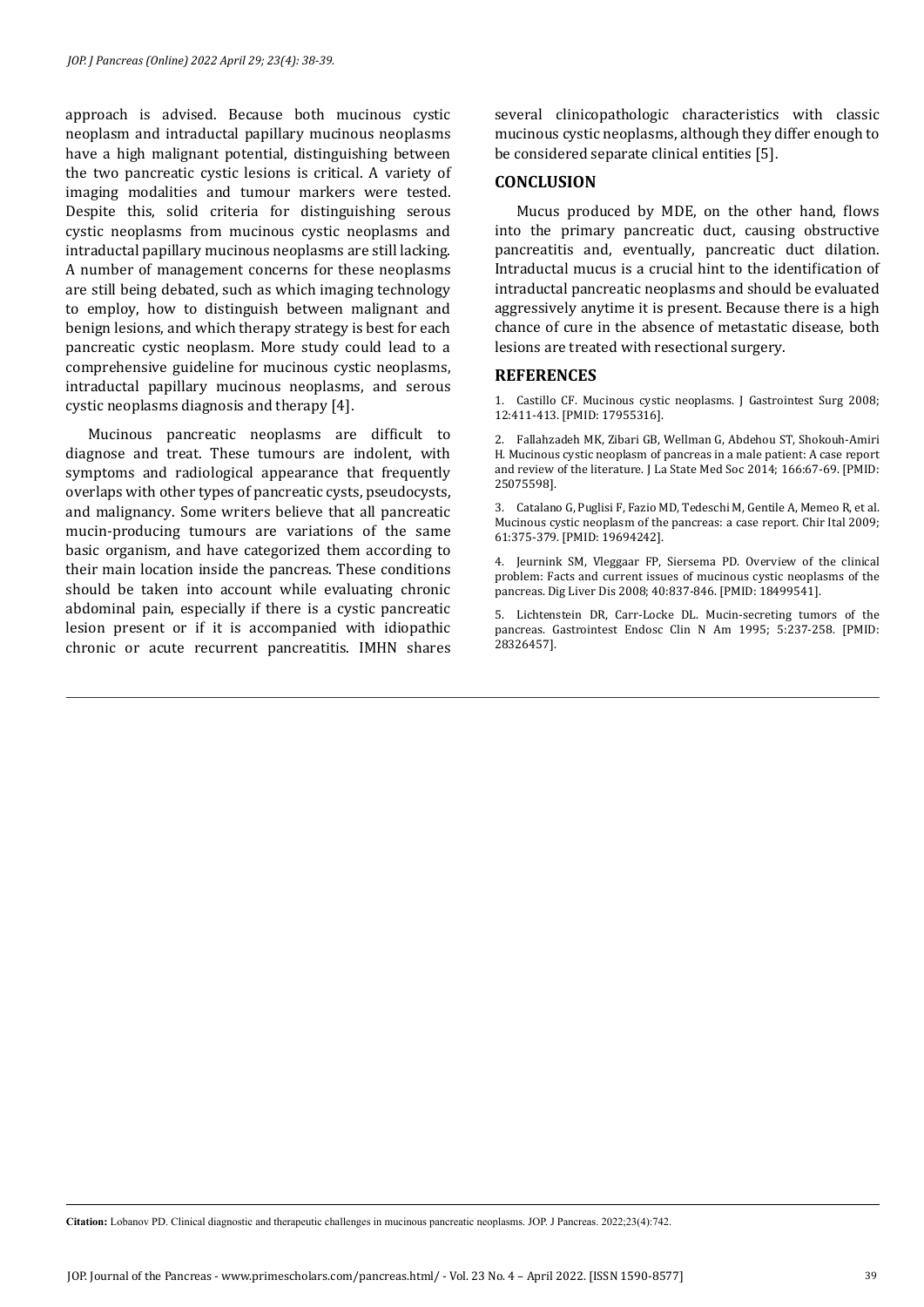approach is advised. Because both mucinous cystic neoplasm and intraductal papillary mucinous neoplasms have a high malignant potential, distinguishing between the two pancreatic cystic lesions is critical. A variety of imaging modalities and tumour markers were tested. Despite this, solid criteria for distinguishing serous cystic neoplasms from mucinous cystic neoplasms and intraductal papillary mucinous neoplasms are still lacking. A number of management concerns for these neoplasms are still being debated, such as which imaging technology to employ, how to distinguish between malignant and benign lesions, and which therapy strategy is best for each pancreatic cystic neoplasm. More study could lead to a comprehensive guideline for mucinous cystic neoplasms, intraductal papillary mucinous neoplasms, and serous cystic neoplasms diagnosis and therapy [4].

Mucinous pancreatic neoplasms are difficult to diagnose and treat. These tumours are indolent, with symptoms and radiological appearance that frequently overlaps with other types of pancreatic cysts, pseudocysts, and malignancy. Some writers believe that all pancreatic mucin-producing tumours are variations of the same basic organism, and have categorized them according to their main location inside the pancreas. These conditions should be taken into account while evaluating chronic abdominal pain, especially if there is a cystic pancreatic lesion present or if it is accompanied with idiopathic chronic or acute recurrent pancreatitis. IMHN shares several clinicopathologic characteristics with classic mucinous cystic neoplasms, although they differ enough to be considered separate clinical entities [5].

## CONCLUSION

Mucus produced by MDE, on the other hand, flows into the primary pancreatic duct, causing obstructive pancreatitis and, eventually, pancreatic duct dilation. Intraductal mucus is a crucial hint to the identification of intraductal pancreatic neoplasms and should be evaluated aggressively anytime it is present. Because there is a high chance of cure in the absence of metastatic disease, both lesions are treated with resectional surgery.

## REFERENCES

1. Castillo CF. Mucinous cystic neoplasms. J Gastrointest Surg 2008; 12:411-413. [PMID: 17955316].

2. Fallahzadeh MK, Zibari GB, Wellman G, Abdehou ST, Shokouh-Amiri H. Mucinous cystic neoplasm of pancreas in a male patient: A case report and review of the literature. J La State Med Soc 2014; 166:67-69. [PMID: 25075598].

3. Catalano G, Puglisi F, Fazio MD, Tedeschi M, Gentile A, Memeo R, et al. Mucinous cystic neoplasm of the pancreas: a case report. Chir Ital 2009; 61:375-379. [PMID: 19694242].

4. Jeurnink SM, Vleggaar FP, Siersema PD. Overview of the clinical problem: Facts and current issues of mucinous cystic neoplasms of the pancreas. Dig Liver Dis 2008; 40:837-846. [PMID: 18499541].

5. Lichtenstein DR, Carr-Locke DL. Mucin-secreting tumors of the pancreas. Gastrointest Endosc Clin N Am 1995; 5:237-258. [PMID: 28326457].

**Citation:** Lobanov PD. Clinical diagnostic and therapeutic challenges in mucinous pancreatic neoplasms. JOP. J Pancreas. 2022;23(4):742.